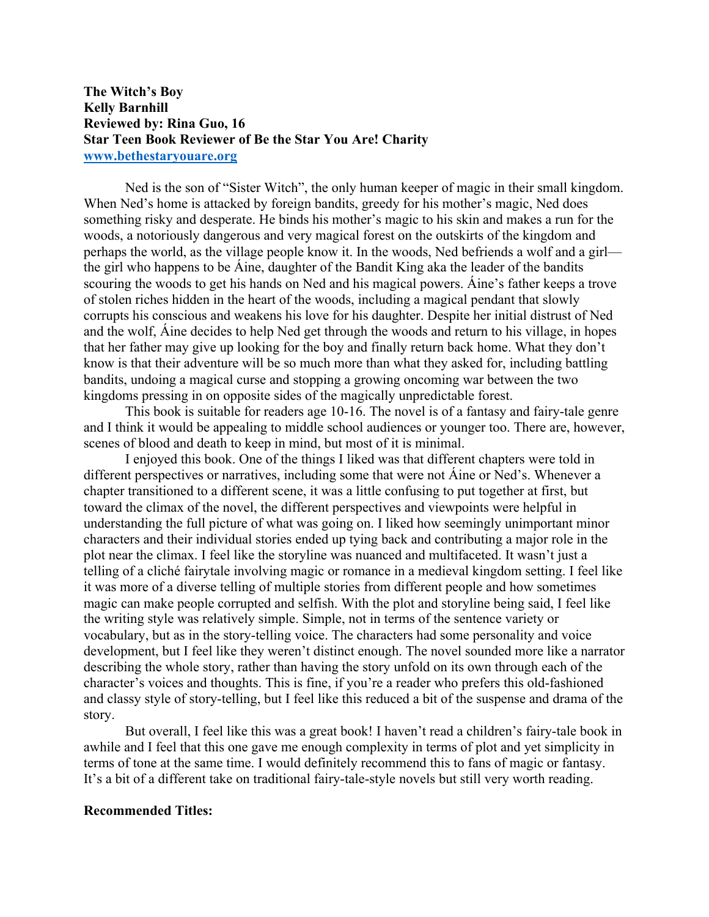**The Witch's Boy**
**Kelly Barnhill**
**Reviewed by: Rina Guo, 16**
**Star Teen Book Reviewer of Be the Star You Are! Charity**
**[www.bethestaryouare.org](http://www.bethestaryouare.org)**

Ned is the son of "Sister Witch", the only human keeper of magic in their small kingdom. When Ned's home is attacked by foreign bandits, greedy for his mother's magic, Ned does something risky and desperate. He binds his mother's magic to his skin and makes a run for the woods, a notoriously dangerous and very magical forest on the outskirts of the kingdom and perhaps the world, as the village people know it. In the woods, Ned befriends a wolf and a girl—the girl who happens to be Áine, daughter of the Bandit King aka the leader of the bandits scouring the woods to get his hands on Ned and his magical powers. Áine's father keeps a trove of stolen riches hidden in the heart of the woods, including a magical pendant that slowly corrupts his conscious and weakens his love for his daughter. Despite her initial distrust of Ned and the wolf, Áine decides to help Ned get through the woods and return to his village, in hopes that her father may give up looking for the boy and finally return back home. What they don't know is that their adventure will be so much more than what they asked for, including battling bandits, undoing a magical curse and stopping a growing oncoming war between the two kingdoms pressing in on opposite sides of the magically unpredictable forest.

This book is suitable for readers age 10-16. The novel is of a fantasy and fairy-tale genre and I think it would be appealing to middle school audiences or younger too. There are, however, scenes of blood and death to keep in mind, but most of it is minimal.

I enjoyed this book. One of the things I liked was that different chapters were told in different perspectives or narratives, including some that were not Áine or Ned's. Whenever a chapter transitioned to a different scene, it was a little confusing to put together at first, but toward the climax of the novel, the different perspectives and viewpoints were helpful in understanding the full picture of what was going on. I liked how seemingly unimportant minor characters and their individual stories ended up tying back and contributing a major role in the plot near the climax. I feel like the storyline was nuanced and multifaceted. It wasn't just a telling of a cliché fairytale involving magic or romance in a medieval kingdom setting. I feel like it was more of a diverse telling of multiple stories from different people and how sometimes magic can make people corrupted and selfish. With the plot and storyline being said, I feel like the writing style was relatively simple. Simple, not in terms of the sentence variety or vocabulary, but as in the story-telling voice. The characters had some personality and voice development, but I feel like they weren't distinct enough. The novel sounded more like a narrator describing the whole story, rather than having the story unfold on its own through each of the character's voices and thoughts. This is fine, if you're a reader who prefers this old-fashioned and classy style of story-telling, but I feel like this reduced a bit of the suspense and drama of the story.

But overall, I feel like this was a great book! I haven't read a children's fairy-tale book in awhile and I feel that this one gave me enough complexity in terms of plot and yet simplicity in terms of tone at the same time. I would definitely recommend this to fans of magic or fantasy. It's a bit of a different take on traditional fairy-tale-style novels but still very worth reading.

**Recommended Titles:**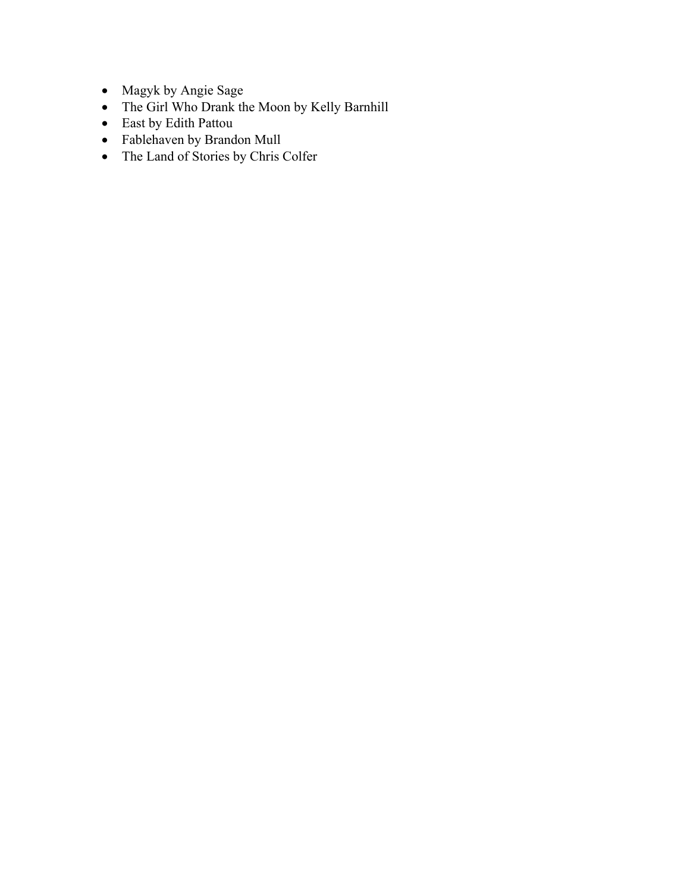- Magyk by Angie Sage
- The Girl Who Drank the Moon by Kelly Barnhill
- East by Edith Pattou
- Fablehaven by Brandon Mull
- The Land of Stories by Chris Colfer